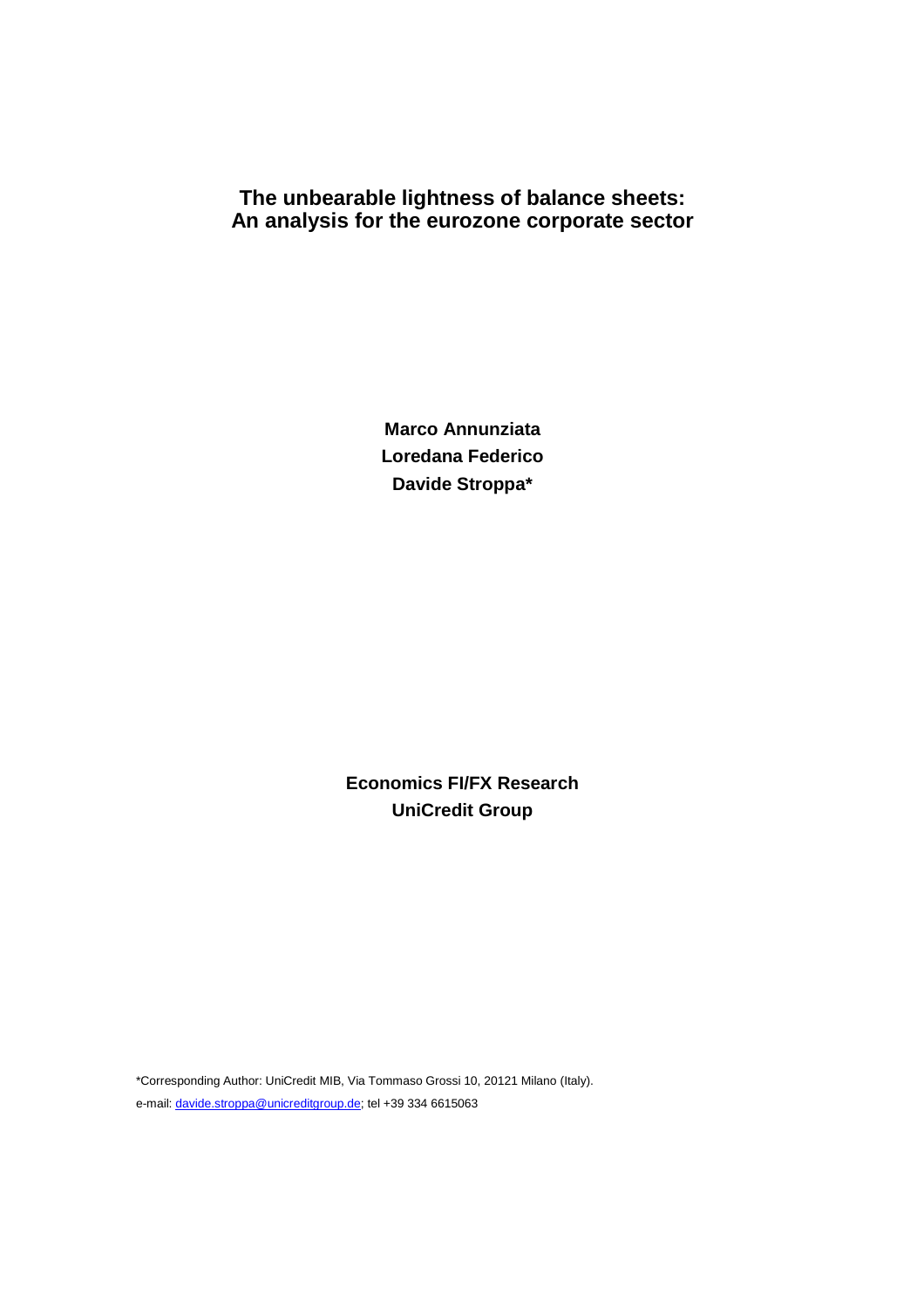# The unbearable lightness of balance sheets: An analysis for the eurozone corporate sector

**Marco Annunziata**
**Loredana Federico**
**Davide Stroppa***

**Economics FI/FX Research**
**UniCredit Group**

*Corresponding Author: UniCredit MIB, Via Tommaso Grossi 10, 20121 Milano (Italy).
e-mail: davide.stroppa@unicreditgroup.de; tel +39 334 6615063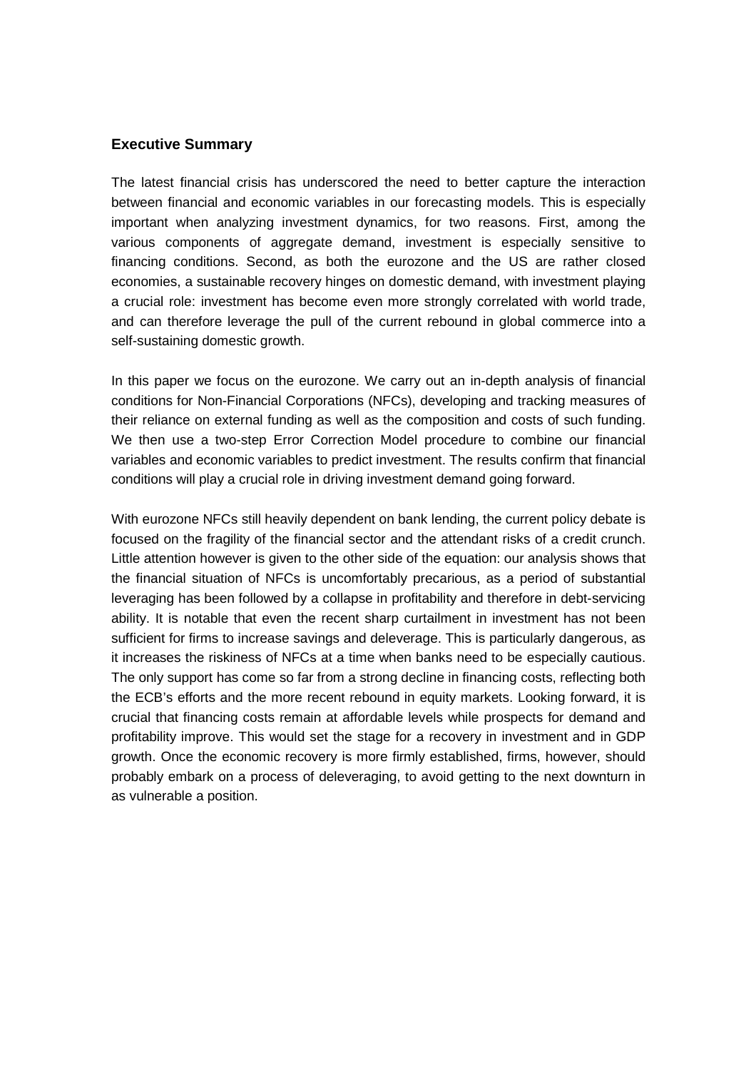## Executive Summary

The latest financial crisis has underscored the need to better capture the interaction between financial and economic variables in our forecasting models. This is especially important when analyzing investment dynamics, for two reasons. First, among the various components of aggregate demand, investment is especially sensitive to financing conditions. Second, as both the eurozone and the US are rather closed economies, a sustainable recovery hinges on domestic demand, with investment playing a crucial role: investment has become even more strongly correlated with world trade, and can therefore leverage the pull of the current rebound in global commerce into a self-sustaining domestic growth.

In this paper we focus on the eurozone. We carry out an in-depth analysis of financial conditions for Non-Financial Corporations (NFCs), developing and tracking measures of their reliance on external funding as well as the composition and costs of such funding. We then use a two-step Error Correction Model procedure to combine our financial variables and economic variables to predict investment. The results confirm that financial conditions will play a crucial role in driving investment demand going forward.

With eurozone NFCs still heavily dependent on bank lending, the current policy debate is focused on the fragility of the financial sector and the attendant risks of a credit crunch. Little attention however is given to the other side of the equation: our analysis shows that the financial situation of NFCs is uncomfortably precarious, as a period of substantial leveraging has been followed by a collapse in profitability and therefore in debt-servicing ability. It is notable that even the recent sharp curtailment in investment has not been sufficient for firms to increase savings and deleverage. This is particularly dangerous, as it increases the riskiness of NFCs at a time when banks need to be especially cautious. The only support has come so far from a strong decline in financing costs, reflecting both the ECB's efforts and the more recent rebound in equity markets. Looking forward, it is crucial that financing costs remain at affordable levels while prospects for demand and profitability improve. This would set the stage for a recovery in investment and in GDP growth. Once the economic recovery is more firmly established, firms, however, should probably embark on a process of deleveraging, to avoid getting to the next downturn in as vulnerable a position.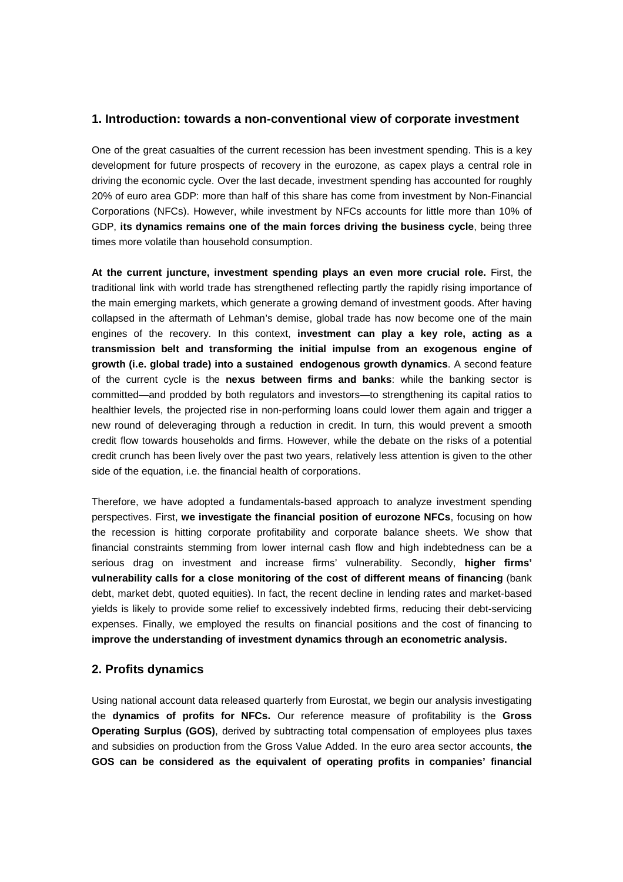## 1. Introduction: towards a non-conventional view of corporate investment

One of the great casualties of the current recession has been investment spending. This is a key development for future prospects of recovery in the eurozone, as capex plays a central role in driving the economic cycle. Over the last decade, investment spending has accounted for roughly 20% of euro area GDP: more than half of this share has come from investment by Non-Financial Corporations (NFCs). However, while investment by NFCs accounts for little more than 10% of GDP, **its dynamics remains one of the main forces driving the business cycle**, being three times more volatile than household consumption.

**At the current juncture, investment spending plays an even more crucial role.** First, the traditional link with world trade has strengthened reflecting partly the rapidly rising importance of the main emerging markets, which generate a growing demand of investment goods. After having collapsed in the aftermath of Lehman's demise, global trade has now become one of the main engines of the recovery. In this context, **investment can play a key role, acting as a transmission belt and transforming the initial impulse from an exogenous engine of growth (i.e. global trade) into a sustained endogenous growth dynamics**. A second feature of the current cycle is the **nexus between firms and banks**: while the banking sector is committed—and prodded by both regulators and investors—to strengthening its capital ratios to healthier levels, the projected rise in non-performing loans could lower them again and trigger a new round of deleveraging through a reduction in credit. In turn, this would prevent a smooth credit flow towards households and firms. However, while the debate on the risks of a potential credit crunch has been lively over the past two years, relatively less attention is given to the other side of the equation, i.e. the financial health of corporations.

Therefore, we have adopted a fundamentals-based approach to analyze investment spending perspectives. First, **we investigate the financial position of eurozone NFCs**, focusing on how the recession is hitting corporate profitability and corporate balance sheets. We show that financial constraints stemming from lower internal cash flow and high indebtedness can be a serious drag on investment and increase firms' vulnerability. Secondly, **higher firms' vulnerability calls for a close monitoring of the cost of different means of financing** (bank debt, market debt, quoted equities). In fact, the recent decline in lending rates and market-based yields is likely to provide some relief to excessively indebted firms, reducing their debt-servicing expenses. Finally, we employed the results on financial positions and the cost of financing to **improve the understanding of investment dynamics through an econometric analysis.**

## 2. Profits dynamics

Using national account data released quarterly from Eurostat, we begin our analysis investigating the **dynamics of profits for NFCs.** Our reference measure of profitability is the **Gross Operating Surplus (GOS)**, derived by subtracting total compensation of employees plus taxes and subsidies on production from the Gross Value Added. In the euro area sector accounts, **the GOS can be considered as the equivalent of operating profits in companies' financial**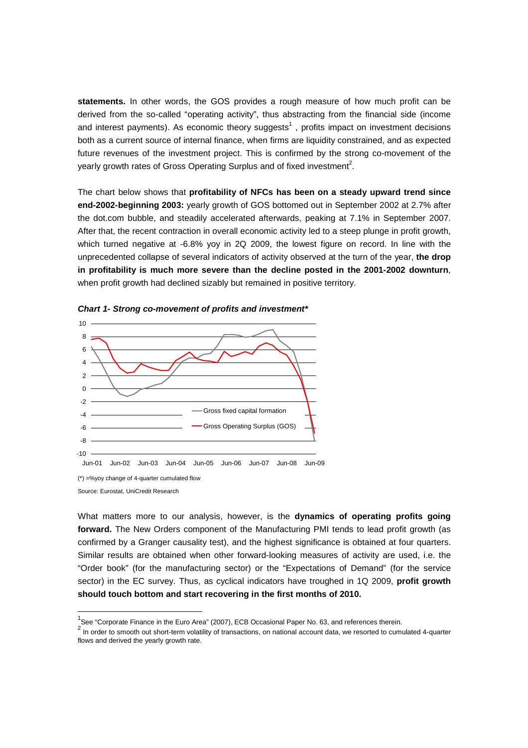**statements.** In other words, the GOS provides a rough measure of how much profit can be derived from the so-called "operating activity", thus abstracting from the financial side (income and interest payments). As economic theory suggests[1] , profits impact on investment decisions both as a current source of internal finance, when firms are liquidity constrained, and as expected future revenues of the investment project. This is confirmed by the strong co-movement of the yearly growth rates of Gross Operating Surplus and of fixed investment[2].

The chart below shows that **profitability of NFCs has been on a steady upward trend since end-2002-beginning 2003:** yearly growth of GOS bottomed out in September 2002 at 2.7% after the dot.com bubble, and steadily accelerated afterwards, peaking at 7.1% in September 2007. After that, the recent contraction in overall economic activity led to a steep plunge in profit growth, which turned negative at -6.8% yoy in 2Q 2009, the lowest figure on record. In line with the unprecedented collapse of several indicators of activity observed at the turn of the year, **the drop in profitability is much more severe than the decline posted in the 2001-2002 downturn**, when profit growth had declined sizably but remained in positive territory.

***Chart 1- Strong co-movement of profits and investment****

(*) =%yoy change of 4-quarter cumulated flow

Source: Eurostat, UniCredit Research

What matters more to our analysis, however, is the **dynamics of operating profits going forward.** The New Orders component of the Manufacturing PMI tends to lead profit growth (as confirmed by a Granger causality test), and the highest significance is obtained at four quarters. Similar results are obtained when other forward-looking measures of activity are used, i.e. the "Order book" (for the manufacturing sector) or the "Expectations of Demand" (for the service sector) in the EC survey. Thus, as cyclical indicators have troughed in 1Q 2009, **profit growth should touch bottom and start recovering in the first months of 2010.**

---

[1] See "Corporate Finance in the Euro Area" (2007), ECB Occasional Paper No. 63, and references therein.

[2] In order to smooth out short-term volatility of transactions, on national account data, we resorted to cumulated 4-quarter flows and derived the yearly growth rate.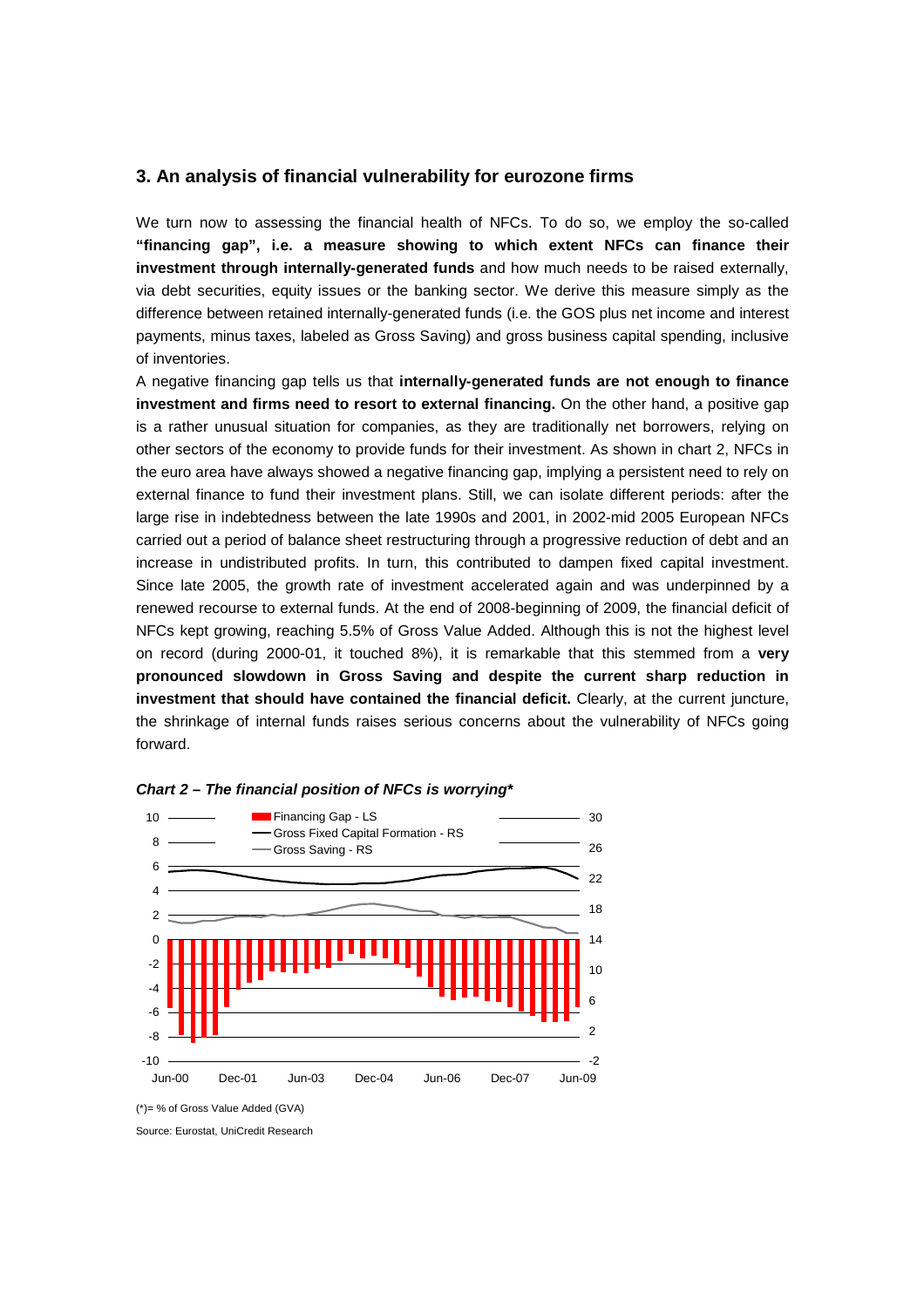## 3. An analysis of financial vulnerability for eurozone firms

We turn now to assessing the financial health of NFCs. To do so, we employ the so-called **"financing gap", i.e. a measure showing to which extent NFCs can finance their investment through internally-generated funds** and how much needs to be raised externally, via debt securities, equity issues or the banking sector. We derive this measure simply as the difference between retained internally-generated funds (i.e. the GOS plus net income and interest payments, minus taxes, labeled as Gross Saving) and gross business capital spending, inclusive of inventories.

A negative financing gap tells us that **internally-generated funds are not enough to finance investment and firms need to resort to external financing.** On the other hand, a positive gap is a rather unusual situation for companies, as they are traditionally net borrowers, relying on other sectors of the economy to provide funds for their investment. As shown in chart 2, NFCs in the euro area have always showed a negative financing gap, implying a persistent need to rely on external finance to fund their investment plans. Still, we can isolate different periods: after the large rise in indebtedness between the late 1990s and 2001, in 2002-mid 2005 European NFCs carried out a period of balance sheet restructuring through a progressive reduction of debt and an increase in undistributed profits. In turn, this contributed to dampen fixed capital investment. Since late 2005, the growth rate of investment accelerated again and was underpinned by a renewed recourse to external funds. At the end of 2008-beginning of 2009, the financial deficit of NFCs kept growing, reaching 5.5% of Gross Value Added. Although this is not the highest level on record (during 2000-01, it touched 8%), it is remarkable that this stemmed from a **very pronounced slowdown in Gross Saving and despite the current sharp reduction in investment that should have contained the financial deficit.** Clearly, at the current juncture, the shrinkage of internal funds raises serious concerns about the vulnerability of NFCs going forward.

***Chart 2 – The financial position of NFCs is worrying****

(*)= % of Gross Value Added (GVA)

Source: Eurostat, UniCredit Research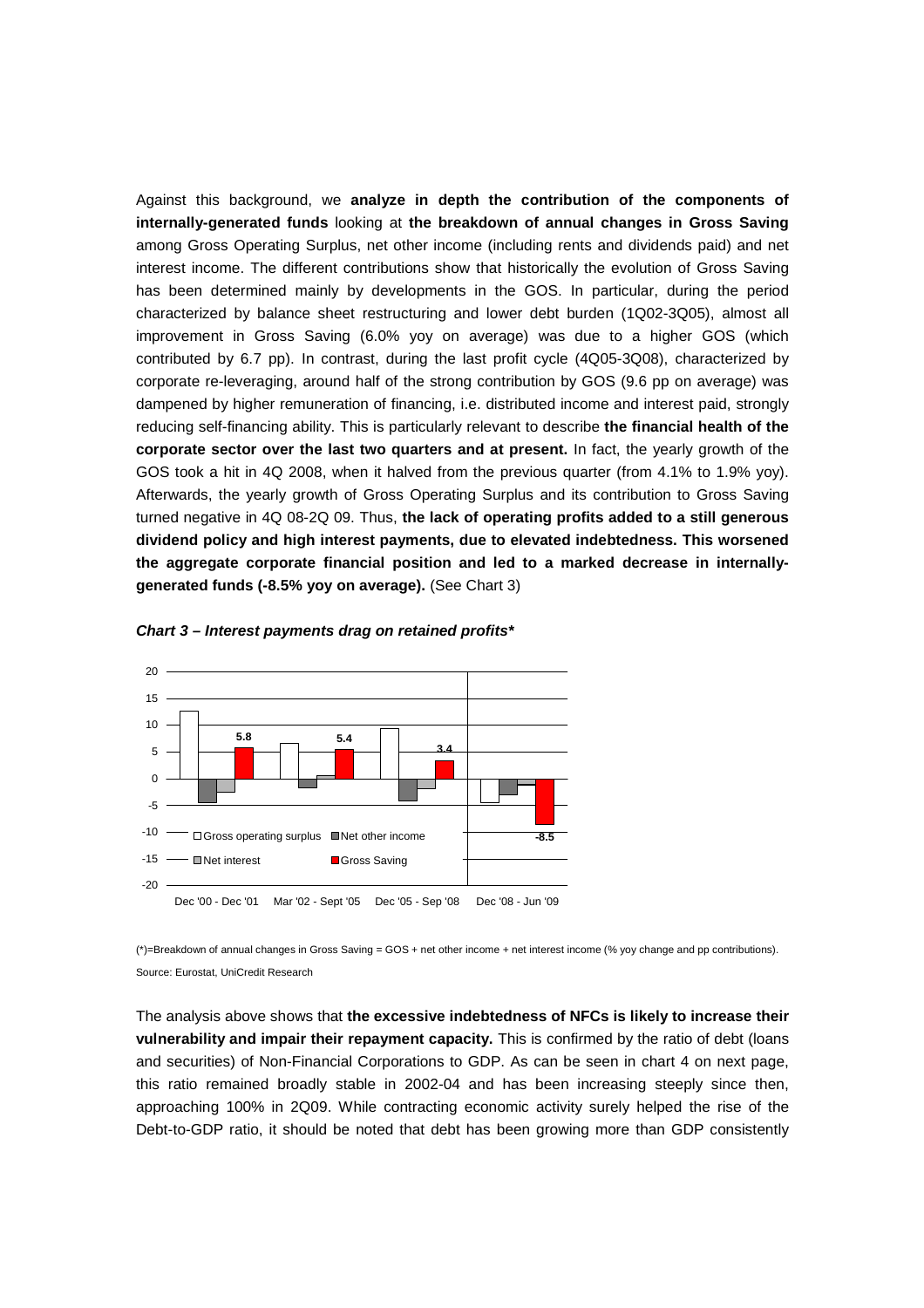Against this background, we **analyze in depth the contribution of the components of internally-generated funds** looking at **the breakdown of annual changes in Gross Saving** among Gross Operating Surplus, net other income (including rents and dividends paid) and net interest income. The different contributions show that historically the evolution of Gross Saving has been determined mainly by developments in the GOS. In particular, during the period characterized by balance sheet restructuring and lower debt burden (1Q02-3Q05), almost all improvement in Gross Saving (6.0% yoy on average) was due to a higher GOS (which contributed by 6.7 pp). In contrast, during the last profit cycle (4Q05-3Q08), characterized by corporate re-leveraging, around half of the strong contribution by GOS (9.6 pp on average) was dampened by higher remuneration of financing, i.e. distributed income and interest paid, strongly reducing self-financing ability. This is particularly relevant to describe **the financial health of the corporate sector over the last two quarters and at present.** In fact, the yearly growth of the GOS took a hit in 4Q 2008, when it halved from the previous quarter (from 4.1% to 1.9% yoy). Afterwards, the yearly growth of Gross Operating Surplus and its contribution to Gross Saving turned negative in 4Q 08-2Q 09. Thus, **the lack of operating profits added to a still generous dividend policy and high interest payments, due to elevated indebtedness. This worsened the aggregate corporate financial position and led to a marked decrease in internally-generated funds (-8.5% yoy on average).** (See Chart 3)

***Chart 3 – Interest payments drag on retained profits\****

(*)=Breakdown of annual changes in Gross Saving = GOS + net other income + net interest income (% yoy change and pp contributions).

Source: Eurostat, UniCredit Research

The analysis above shows that **the excessive indebtedness of NFCs is likely to increase their vulnerability and impair their repayment capacity.** This is confirmed by the ratio of debt (loans and securities) of Non-Financial Corporations to GDP. As can be seen in chart 4 on next page, this ratio remained broadly stable in 2002-04 and has been increasing steeply since then, approaching 100% in 2Q09. While contracting economic activity surely helped the rise of the Debt-to-GDP ratio, it should be noted that debt has been growing more than GDP consistently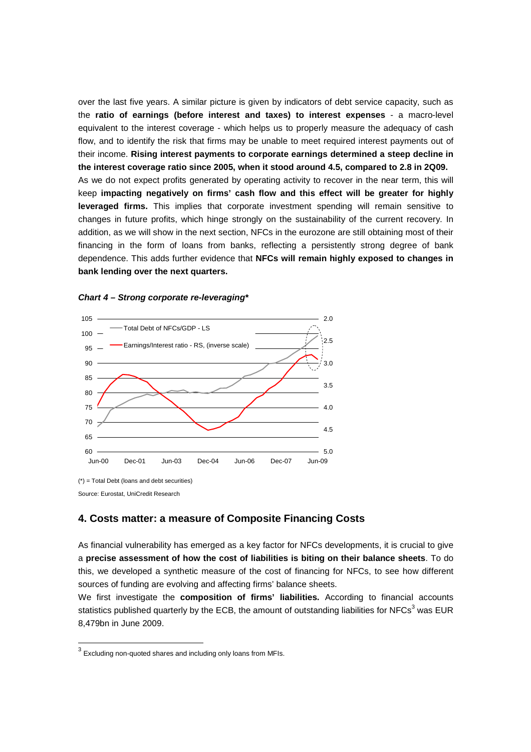over the last five years. A similar picture is given by indicators of debt service capacity, such as the **ratio of earnings (before interest and taxes) to interest expenses** - a macro-level equivalent to the interest coverage - which helps us to properly measure the adequacy of cash flow, and to identify the risk that firms may be unable to meet required interest payments out of their income. **Rising interest payments to corporate earnings determined a steep decline in the interest coverage ratio since 2005, when it stood around 4.5, compared to 2.8 in 2Q09.** As we do not expect profits generated by operating activity to recover in the near term, this will keep **impacting negatively on firms' cash flow and this effect will be greater for highly leveraged firms.** This implies that corporate investment spending will remain sensitive to changes in future profits, which hinge strongly on the sustainability of the current recovery. In addition, as we will show in the next section, NFCs in the eurozone are still obtaining most of their financing in the form of loans from banks, reflecting a persistently strong degree of bank dependence. This adds further evidence that **NFCs will remain highly exposed to changes in bank lending over the next quarters.**

***Chart 4 – Strong corporate re-leveraging****

(*) = Total Debt (loans and debt securities)

Source: Eurostat, UniCredit Research

## 4. Costs matter: a measure of Composite Financing Costs

As financial vulnerability has emerged as a key factor for NFCs developments, it is crucial to give a **precise assessment of how the cost of liabilities is biting on their balance sheets**. To do this, we developed a synthetic measure of the cost of financing for NFCs, to see how different sources of funding are evolving and affecting firms' balance sheets.

We first investigate the **composition of firms' liabilities.** According to financial accounts statistics published quarterly by the ECB, the amount of outstanding liabilities for NFCs[3] was EUR 8,479bn in June 2009.

[3] Excluding non-quoted shares and including only loans from MFIs.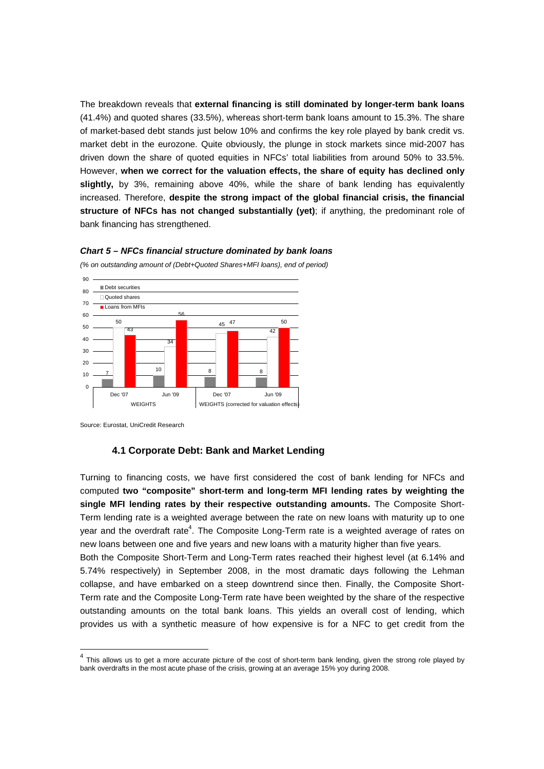The breakdown reveals that **external financing is still dominated by longer-term bank loans** (41.4%) and quoted shares (33.5%), whereas short-term bank loans amount to 15.3%. The share of market-based debt stands just below 10% and confirms the key role played by bank credit vs. market debt in the eurozone. Quite obviously, the plunge in stock markets since mid-2007 has driven down the share of quoted equities in NFCs' total liabilities from around 50% to 33.5%. However, **when we correct for the valuation effects, the share of equity has declined only slightly,** by 3%, remaining above 40%, while the share of bank lending has equivalently increased. Therefore, **despite the strong impact of the global financial crisis, the financial structure of NFCs has not changed substantially (yet)**; if anything, the predominant role of bank financing has strengthened.

***Chart 5 – NFCs financial structure dominated by bank loans***

*(% on outstanding amount of (Debt+Quoted Shares+MFI loans), end of period)*

| | WEIGHTS | | WEIGHTS (corrected for valuation effects) | |
|---|---|---|---|---|
| | Dec '07 | Jun '09 | Dec '07 | Jun '09 |
| Debt securities | 7 | 10 | 8 | 8 |
| Quoted shares | 50 | 34 | 45 | 42 |
| Loans from MFIs | 43 | 56 | 47 | 50 |

Source: Eurostat, UniCredit Research

### 4.1 Corporate Debt: Bank and Market Lending

Turning to financing costs, we have first considered the cost of bank lending for NFCs and computed **two "composite" short-term and long-term MFI lending rates by weighting the single MFI lending rates by their respective outstanding amounts.** The Composite Short-Term lending rate is a weighted average between the rate on new loans with maturity up to one year and the overdraft rate[4]. The Composite Long-Term rate is a weighted average of rates on new loans between one and five years and new loans with a maturity higher than five years.

Both the Composite Short-Term and Long-Term rates reached their highest level (at 6.14% and 5.74% respectively) in September 2008, in the most dramatic days following the Lehman collapse, and have embarked on a steep downtrend since then. Finally, the Composite Short-Term rate and the Composite Long-Term rate have been weighted by the share of the respective outstanding amounts on the total bank loans. This yields an overall cost of lending, which provides us with a synthetic measure of how expensive is for a NFC to get credit from the

[4] This allows us to get a more accurate picture of the cost of short-term bank lending, given the strong role played by bank overdrafts in the most acute phase of the crisis, growing at an average 15% yoy during 2008.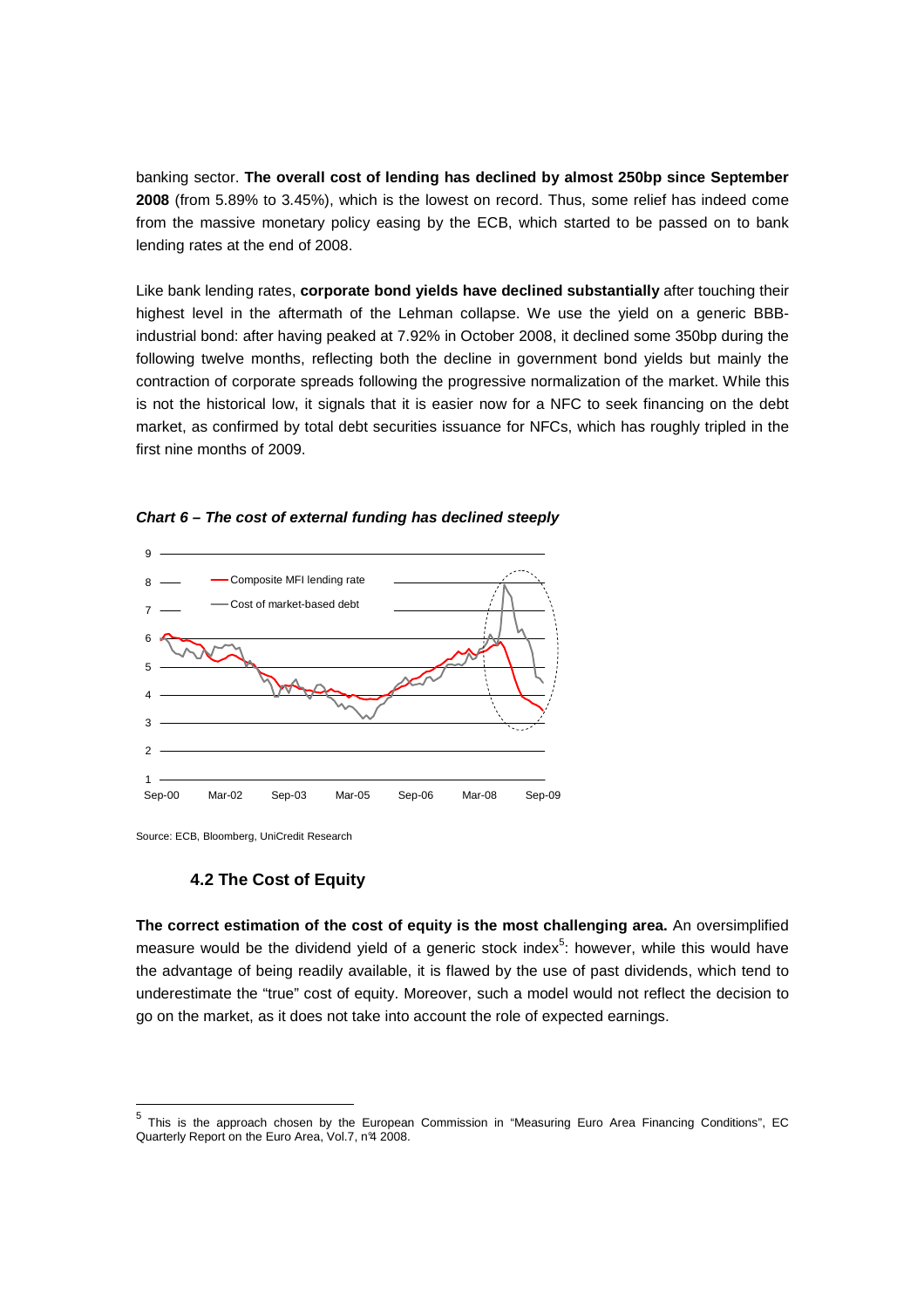banking sector. **The overall cost of lending has declined by almost 250bp since September 2008** (from 5.89% to 3.45%), which is the lowest on record. Thus, some relief has indeed come from the massive monetary policy easing by the ECB, which started to be passed on to bank lending rates at the end of 2008.

Like bank lending rates, **corporate bond yields have declined substantially** after touching their highest level in the aftermath of the Lehman collapse. We use the yield on a generic BBB-industrial bond: after having peaked at 7.92% in October 2008, it declined some 350bp during the following twelve months, reflecting both the decline in government bond yields but mainly the contraction of corporate spreads following the progressive normalization of the market. While this is not the historical low, it signals that it is easier now for a NFC to seek financing on the debt market, as confirmed by total debt securities issuance for NFCs, which has roughly tripled in the first nine months of 2009.

***Chart 6 – The cost of external funding has declined steeply***

Source: ECB, Bloomberg, UniCredit Research

### 4.2 The Cost of Equity

**The correct estimation of the cost of equity is the most challenging area.** An oversimplified measure would be the dividend yield of a generic stock index[5]: however, while this would have the advantage of being readily available, it is flawed by the use of past dividends, which tend to underestimate the "true" cost of equity. Moreover, such a model would not reflect the decision to go on the market, as it does not take into account the role of expected earnings.

[5] This is the approach chosen by the European Commission in "Measuring Euro Area Financing Conditions", EC Quarterly Report on the Euro Area, Vol.7, n°4 2008.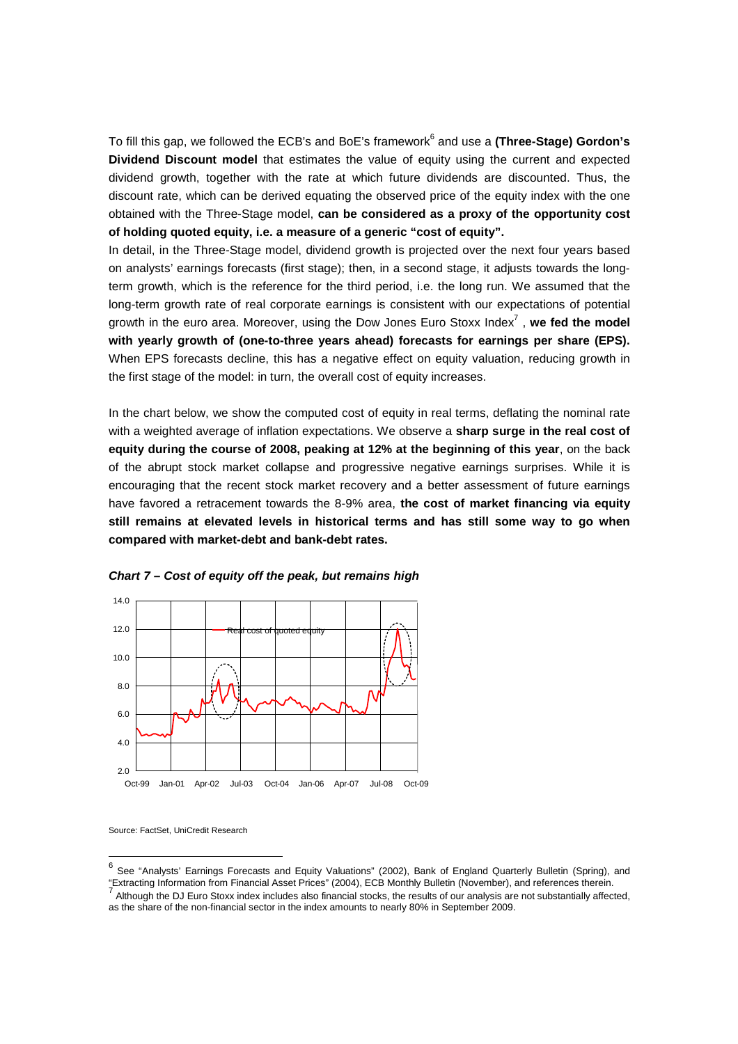To fill this gap, we followed the ECB's and BoE's framework[6] and use a **(Three-Stage) Gordon's Dividend Discount model** that estimates the value of equity using the current and expected dividend growth, together with the rate at which future dividends are discounted. Thus, the discount rate, which can be derived equating the observed price of the equity index with the one obtained with the Three-Stage model, **can be considered as a proxy of the opportunity cost of holding quoted equity, i.e. a measure of a generic "cost of equity".**

In detail, in the Three-Stage model, dividend growth is projected over the next four years based on analysts' earnings forecasts (first stage); then, in a second stage, it adjusts towards the long-term growth, which is the reference for the third period, i.e. the long run. We assumed that the long-term growth rate of real corporate earnings is consistent with our expectations of potential growth in the euro area. Moreover, using the Dow Jones Euro Stoxx Index[7] , **we fed the model with yearly growth of (one-to-three years ahead) forecasts for earnings per share (EPS).** When EPS forecasts decline, this has a negative effect on equity valuation, reducing growth in the first stage of the model: in turn, the overall cost of equity increases.

In the chart below, we show the computed cost of equity in real terms, deflating the nominal rate with a weighted average of inflation expectations. We observe a **sharp surge in the real cost of equity during the course of 2008, peaking at 12% at the beginning of this year**, on the back of the abrupt stock market collapse and progressive negative earnings surprises. While it is encouraging that the recent stock market recovery and a better assessment of future earnings have favored a retracement towards the 8-9% area, **the cost of market financing via equity still remains at elevated levels in historical terms and has still some way to go when compared with market-debt and bank-debt rates.**

***Chart 7 – Cost of equity off the peak, but remains high***

Source: FactSet, UniCredit Research

---

[6] See "Analysts' Earnings Forecasts and Equity Valuations" (2002), Bank of England Quarterly Bulletin (Spring), and "Extracting Information from Financial Asset Prices" (2004), ECB Monthly Bulletin (November), and references therein.

[7] Although the DJ Euro Stoxx index includes also financial stocks, the results of our analysis are not substantially affected, as the share of the non-financial sector in the index amounts to nearly 80% in September 2009.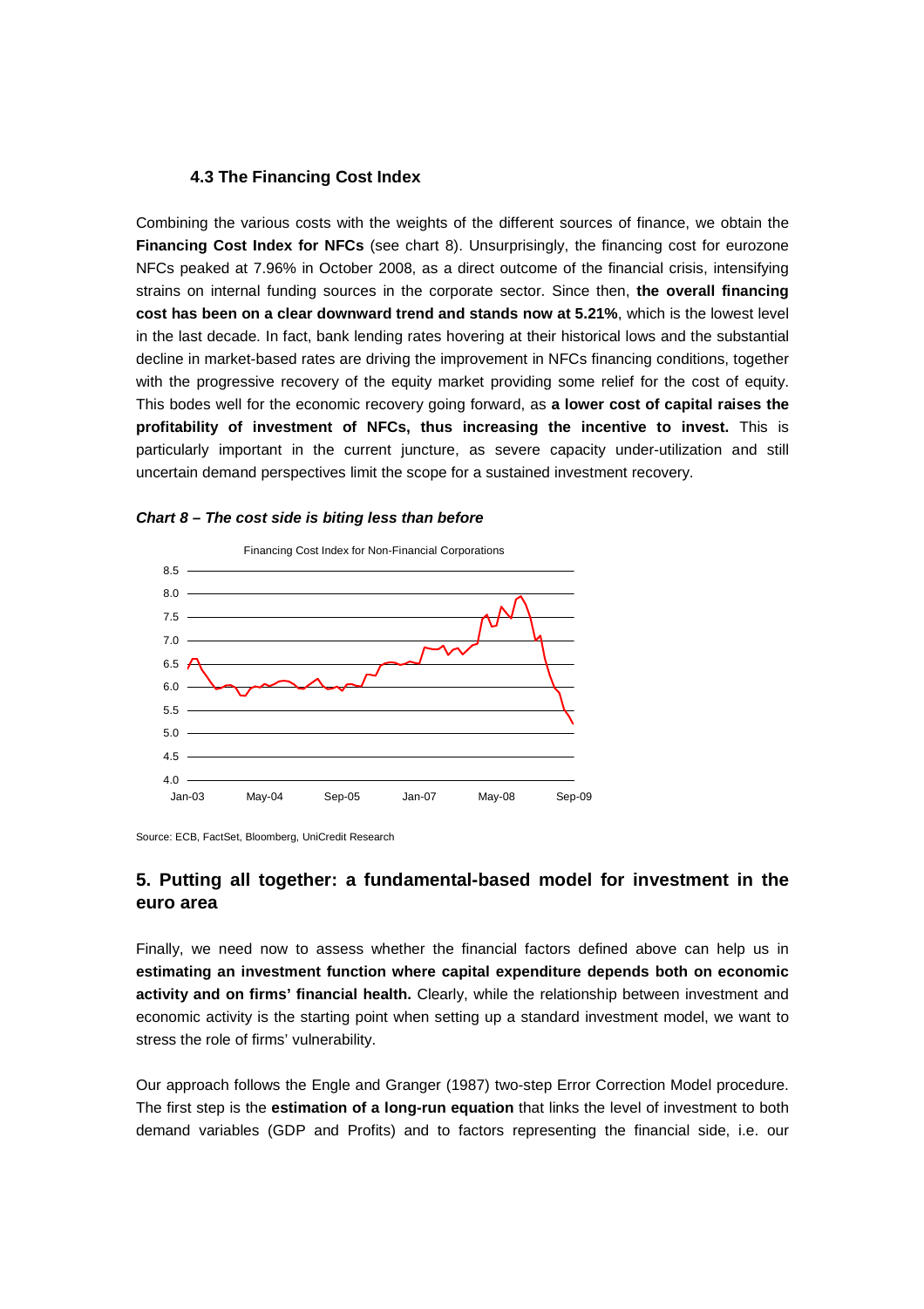### 4.3 The Financing Cost Index

Combining the various costs with the weights of the different sources of finance, we obtain the **Financing Cost Index for NFCs** (see chart 8). Unsurprisingly, the financing cost for eurozone NFCs peaked at 7.96% in October 2008, as a direct outcome of the financial crisis, intensifying strains on internal funding sources in the corporate sector. Since then, **the overall financing cost has been on a clear downward trend and stands now at 5.21%**, which is the lowest level in the last decade. In fact, bank lending rates hovering at their historical lows and the substantial decline in market-based rates are driving the improvement in NFCs financing conditions, together with the progressive recovery of the equity market providing some relief for the cost of equity. This bodes well for the economic recovery going forward, as **a lower cost of capital raises the profitability of investment of NFCs, thus increasing the incentive to invest.** This is particularly important in the current juncture, as severe capacity under-utilization and still uncertain demand perspectives limit the scope for a sustained investment recovery.

***Chart 8 – The cost side is biting less than before***

Financing Cost Index for Non-Financial Corporations

Source: ECB, FactSet, Bloomberg, UniCredit Research

## 5. Putting all together: a fundamental-based model for investment in the euro area

Finally, we need now to assess whether the financial factors defined above can help us in **estimating an investment function where capital expenditure depends both on economic activity and on firms' financial health.** Clearly, while the relationship between investment and economic activity is the starting point when setting up a standard investment model, we want to stress the role of firms' vulnerability.

Our approach follows the Engle and Granger (1987) two-step Error Correction Model procedure. The first step is the **estimation of a long-run equation** that links the level of investment to both demand variables (GDP and Profits) and to factors representing the financial side, i.e. our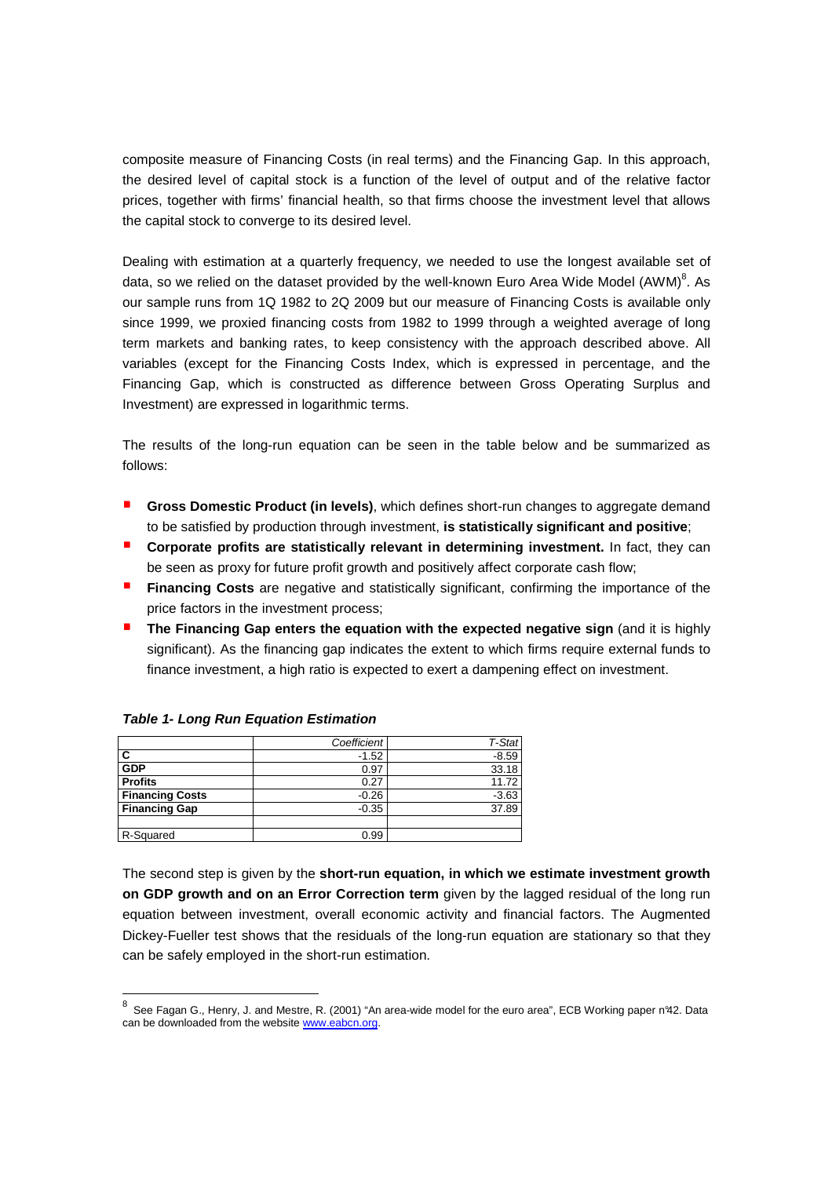composite measure of Financing Costs (in real terms) and the Financing Gap. In this approach, the desired level of capital stock is a function of the level of output and of the relative factor prices, together with firms' financial health, so that firms choose the investment level that allows the capital stock to converge to its desired level.

Dealing with estimation at a quarterly frequency, we needed to use the longest available set of data, so we relied on the dataset provided by the well-known Euro Area Wide Model (AWM)[8]. As our sample runs from 1Q 1982 to 2Q 2009 but our measure of Financing Costs is available only since 1999, we proxied financing costs from 1982 to 1999 through a weighted average of long term markets and banking rates, to keep consistency with the approach described above. All variables (except for the Financing Costs Index, which is expressed in percentage, and the Financing Gap, which is constructed as difference between Gross Operating Surplus and Investment) are expressed in logarithmic terms.

The results of the long-run equation can be seen in the table below and be summarized as follows:

- **Gross Domestic Product (in levels)**, which defines short-run changes to aggregate demand to be satisfied by production through investment, **is statistically significant and positive**;
- **Corporate profits are statistically relevant in determining investment.** In fact, they can be seen as proxy for future profit growth and positively affect corporate cash flow;
- **Financing Costs** are negative and statistically significant, confirming the importance of the price factors in the investment process;
- **The Financing Gap enters the equation with the expected negative sign** (and it is highly significant). As the financing gap indicates the extent to which firms require external funds to finance investment, a high ratio is expected to exert a dampening effect on investment.

***Table 1- Long Run Equation Estimation***

| | *Coefficient* | *T-Stat* |
|---|---|---|
| **C** | -1.52 | -8.59 |
| **GDP** | 0.97 | 33.18 |
| **Profits** | 0.27 | 11.72 |
| **Financing Costs** | -0.26 | -3.63 |
| **Financing Gap** | -0.35 | 37.89 |
| | | |
| R-Squared | 0.99 | |

The second step is given by the **short-run equation, in which we estimate investment growth on GDP growth and on an Error Correction term** given by the lagged residual of the long run equation between investment, overall economic activity and financial factors. The Augmented Dickey-Fueller test shows that the residuals of the long-run equation are stationary so that they can be safely employed in the short-run estimation.

[8] See Fagan G., Henry, J. and Mestre, R. (2001) "An area-wide model for the euro area", ECB Working paper n°42. Data can be downloaded from the website www.eabcn.org.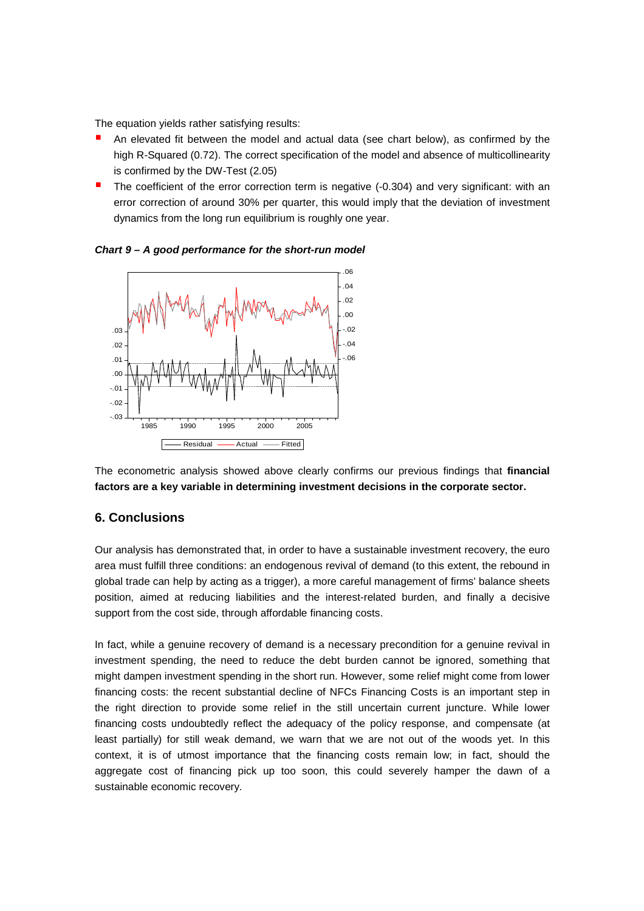The equation yields rather satisfying results:

- An elevated fit between the model and actual data (see chart below), as confirmed by the high R-Squared (0.72). The correct specification of the model and absence of multicollinearity is confirmed by the DW-Test (2.05)
- The coefficient of the error correction term is negative (-0.304) and very significant: with an error correction of around 30% per quarter, this would imply that the deviation of investment dynamics from the long run equilibrium is roughly one year.

***Chart 9 – A good performance for the short-run model***

.06
.04
.02
.00
-.02
-.04
-.06

.03
.02
.01
.00
-.01
-.02
-.03

1985
1990
1995
2000
2005

Residual
Actual
Fitted

The econometric analysis showed above clearly confirms our previous findings that **financial factors are a key variable in determining investment decisions in the corporate sector.**

## 6. Conclusions

Our analysis has demonstrated that, in order to have a sustainable investment recovery, the euro area must fulfill three conditions: an endogenous revival of demand (to this extent, the rebound in global trade can help by acting as a trigger), a more careful management of firms' balance sheets position, aimed at reducing liabilities and the interest-related burden, and finally a decisive support from the cost side, through affordable financing costs.

In fact, while a genuine recovery of demand is a necessary precondition for a genuine revival in investment spending, the need to reduce the debt burden cannot be ignored, something that might dampen investment spending in the short run. However, some relief might come from lower financing costs: the recent substantial decline of NFCs Financing Costs is an important step in the right direction to provide some relief in the still uncertain current juncture. While lower financing costs undoubtedly reflect the adequacy of the policy response, and compensate (at least partially) for still weak demand, we warn that we are not out of the woods yet. In this context, it is of utmost importance that the financing costs remain low; in fact, should the aggregate cost of financing pick up too soon, this could severely hamper the dawn of a sustainable economic recovery.